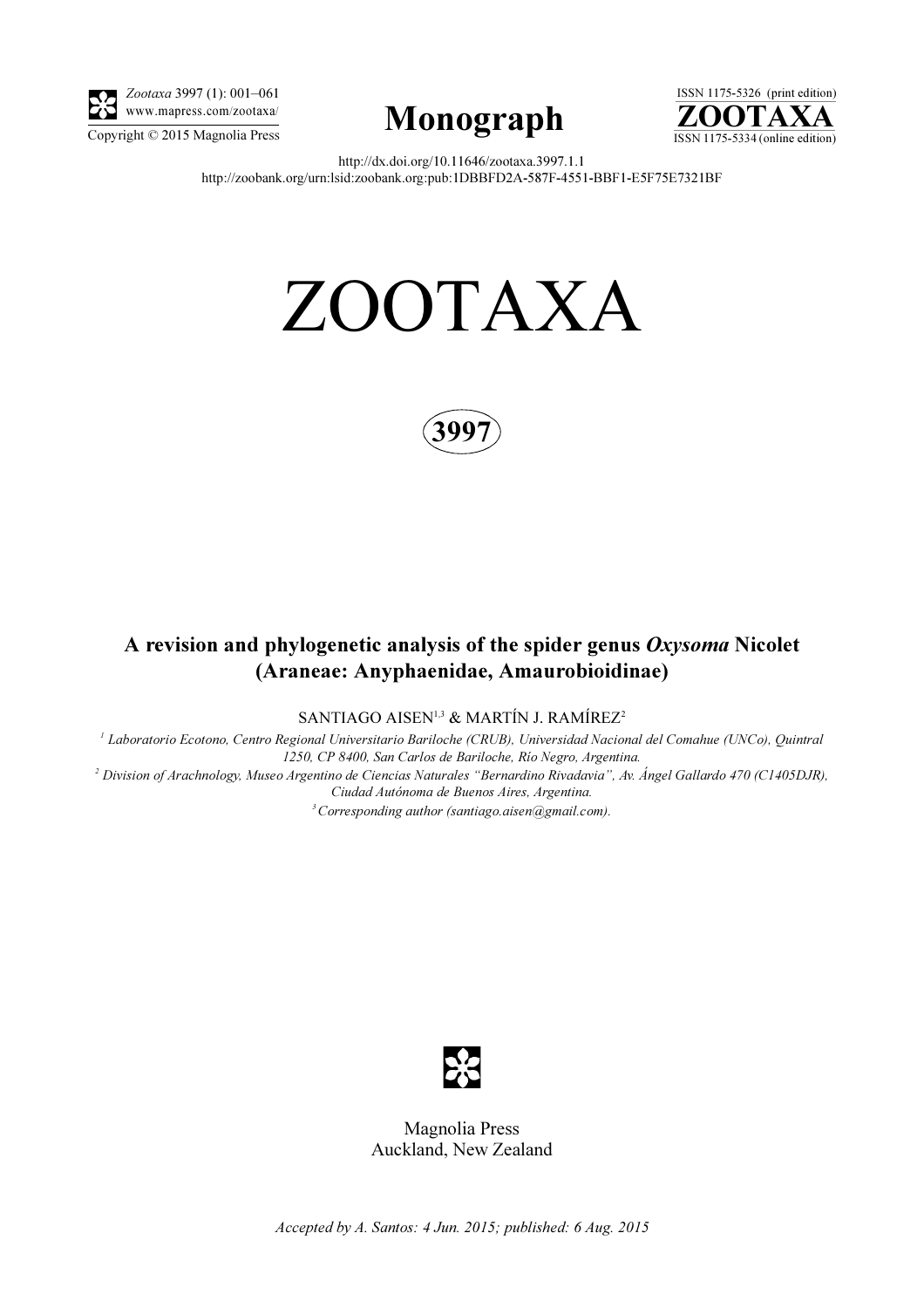# ZOOTAXA

**3997**

## A revision and phylogenetic analysis of the spider genus *Oxysoma* Nicolet (Araneae: Anyphaenidae, Amaurobioidinae)

SANTIAGO AISEN[1,3] & MARTÍN J. RAMÍREZ[2]

[1] *Laboratorio Ecotono, Centro Regional Universitario Bariloche (CRUB), Universidad Nacional del Comahue (UNCo), Quintral 1250, CP 8400, San Carlos de Bariloche, Río Negro, Argentina.*

[2] *Division of Arachnology, Museo Argentino de Ciencias Naturales "Bernardino Rivadavia", Av. Ángel Gallardo 470 (C1405DJR), Ciudad Autónoma de Buenos Aires, Argentina.*

[3] *Corresponding author (santiago.aisen@gmail.com).*

http://dx.doi.org/10.11646/zootaxa.3997.1.1
http://zoobank.org/urn:lsid:zoobank.org:pub:1DBBFD2A-587F-4551-BBF1-E5F75E7321BF

Magnolia Press
Auckland, New Zealand

*Accepted by A. Santos: 4 Jun. 2015; published: 6 Aug. 2015*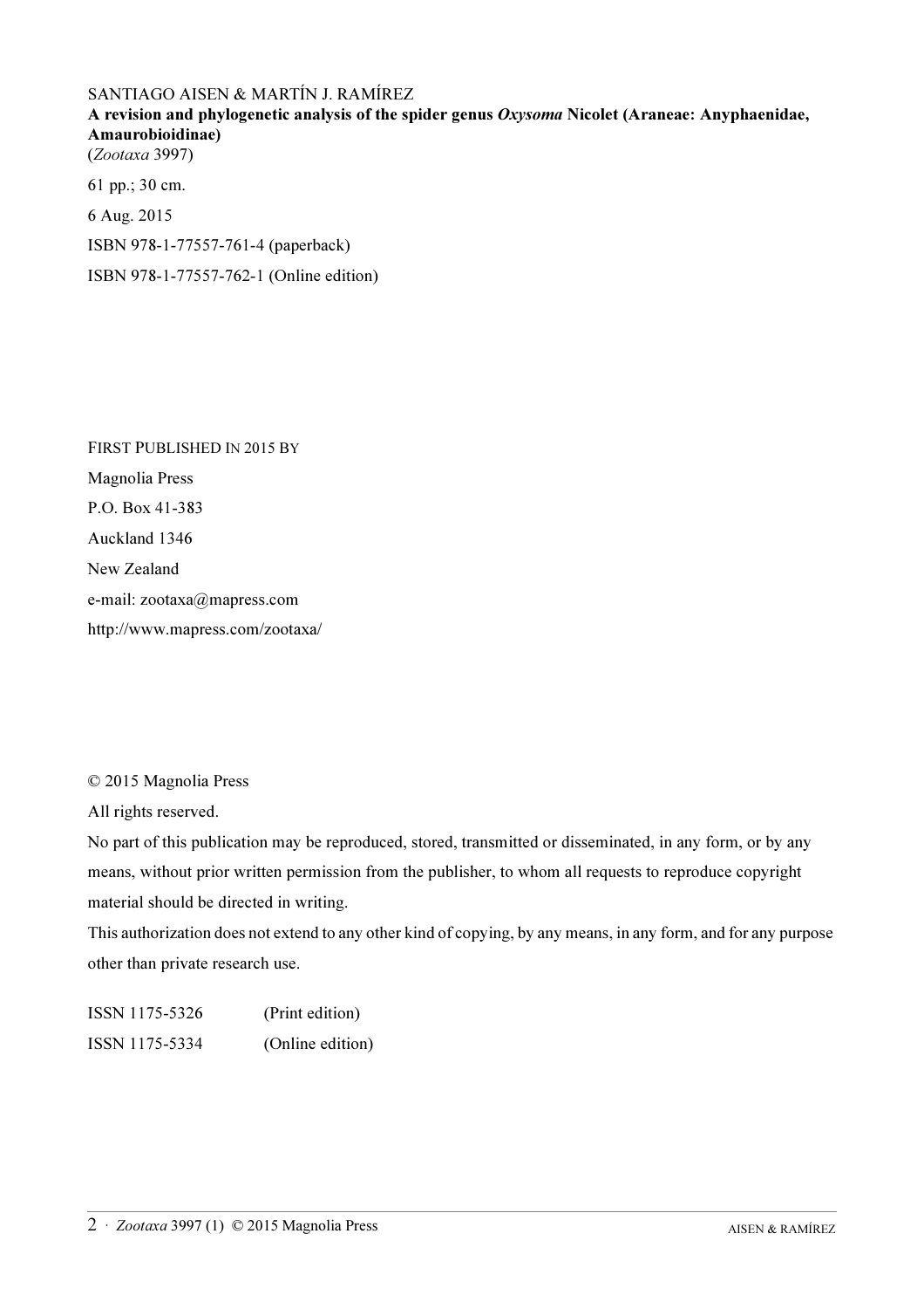SANTIAGO AISEN & MARTÍN J. RAMÍREZ

**A revision and phylogenetic analysis of the spider genus *Oxysoma* Nicolet (Araneae: Anyphaenidae, Amaurobioidinae)**

(*Zootaxa* 3997)

61 pp.; 30 cm.

6 Aug. 2015

ISBN 978-1-77557-761-4 (paperback)

ISBN 978-1-77557-762-1 (Online edition)

FIRST PUBLISHED IN 2015 BY

Magnolia Press

P.O. Box 41-383

Auckland 1346

New Zealand

e-mail: zootaxa@mapress.com

http://www.mapress.com/zootaxa/

© 2015 Magnolia Press

All rights reserved.

No part of this publication may be reproduced, stored, transmitted or disseminated, in any form, or by any means, without prior written permission from the publisher, to whom all requests to reproduce copyright material should be directed in writing.

This authorization does not extend to any other kind of copying, by any means, in any form, and for any purpose other than private research use.

ISSN 1175-5326 (Print edition)

ISSN 1175-5334 (Online edition)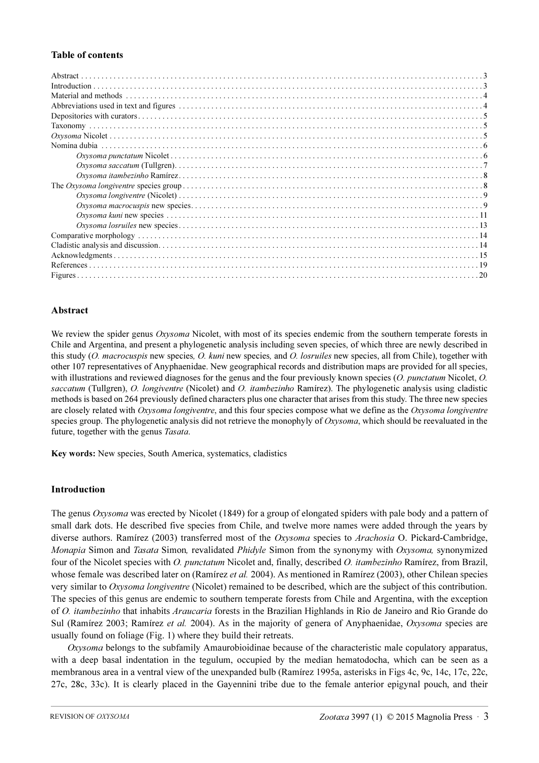## Table of contents

| | |
|---|---|
| Abstract | 3 |
| Introduction | 3 |
| Material and methods | 4 |
| Abbreviations used in text and figures | 4 |
| Depositories with curators | 5 |
| Taxonomy | 5 |
| *Oxysoma* Nicolet | 5 |
| Nomina dubia | 6 |
| *Oxysoma punctatum* Nicolet | 6 |
| *Oxysoma saccatum* (Tullgren) | 7 |
| *Oxysoma itambezinho* Ramírez | 8 |
| The *Oxysoma longiventre* species group | 8 |
| *Oxysoma longiventre* (Nicolet) | 9 |
| *Oxysoma macrocuspis* new species | 9 |
| *Oxysoma kuni* new species | 11 |
| *Oxysoma losruiles* new species | 13 |
| Comparative morphology | 14 |
| Cladistic analysis and discussion | 14 |
| Acknowledgments | 15 |
| References | 19 |
| Figures | 20 |

## Abstract

We review the spider genus *Oxysoma* Nicolet, with most of its species endemic from the southern temperate forests in Chile and Argentina, and present a phylogenetic analysis including seven species, of which three are newly described in this study (*O. macrocuspis* new species*, O. kuni* new species*,* and *O. losruiles* new species, all from Chile), together with other 107 representatives of Anyphaenidae. New geographical records and distribution maps are provided for all species, with illustrations and reviewed diagnoses for the genus and the four previously known species (*O. punctatum* Nicolet, *O. saccatum* (Tullgren), *O. longiventre* (Nicolet) and *O. itambezinho* Ramírez). The phylogenetic analysis using cladistic methods is based on 264 previously defined characters plus one character that arises from this study. The three new species are closely related with *Oxysoma longiventre*, and this four species compose what we define as the *Oxysoma longiventre* species group. The phylogenetic analysis did not retrieve the monophyly of *Oxysoma*, which should be reevaluated in the future, together with the genus *Tasata*.

**Key words:** New species, South America, systematics, cladistics

## Introduction

The genus *Oxysoma* was erected by Nicolet (1849) for a group of elongated spiders with pale body and a pattern of small dark dots. He described five species from Chile, and twelve more names were added through the years by diverse authors. Ramírez (2003) transferred most of the *Oxysoma* species to *Arachosia* O. Pickard-Cambridge, *Monapia* Simon and *Tasata* Simon*,* revalidated *Phidyle* Simon from the synonymy with *Oxysoma,* synonymized four of the Nicolet species with *O. punctatum* Nicolet and, finally, described *O. itambezinho* Ramírez, from Brazil, whose female was described later on (Ramírez *et al.* 2004). As mentioned in Ramírez (2003), other Chilean species very similar to *Oxysoma longiventre* (Nicolet) remained to be described, which are the subject of this contribution. The species of this genus are endemic to southern temperate forests from Chile and Argentina, with the exception of *O. itambezinho* that inhabits *Araucaria* forests in the Brazilian Highlands in Rio de Janeiro and Rio Grande do Sul (Ramírez 2003; Ramírez *et al.* 2004). As in the majority of genera of Anyphaenidae, *Oxysoma* species are usually found on foliage (Fig. 1) where they build their retreats.

*Oxysoma* belongs to the subfamily Amaurobioidinae because of the characteristic male copulatory apparatus, with a deep basal indentation in the tegulum, occupied by the median hematodocha, which can be seen as a membranous area in a ventral view of the unexpanded bulb (Ramírez 1995a, asterisks in Figs 4c, 9c, 14c, 17c, 22c, 27c, 28c, 33c). It is clearly placed in the Gayennini tribe due to the female anterior epigynal pouch, and their